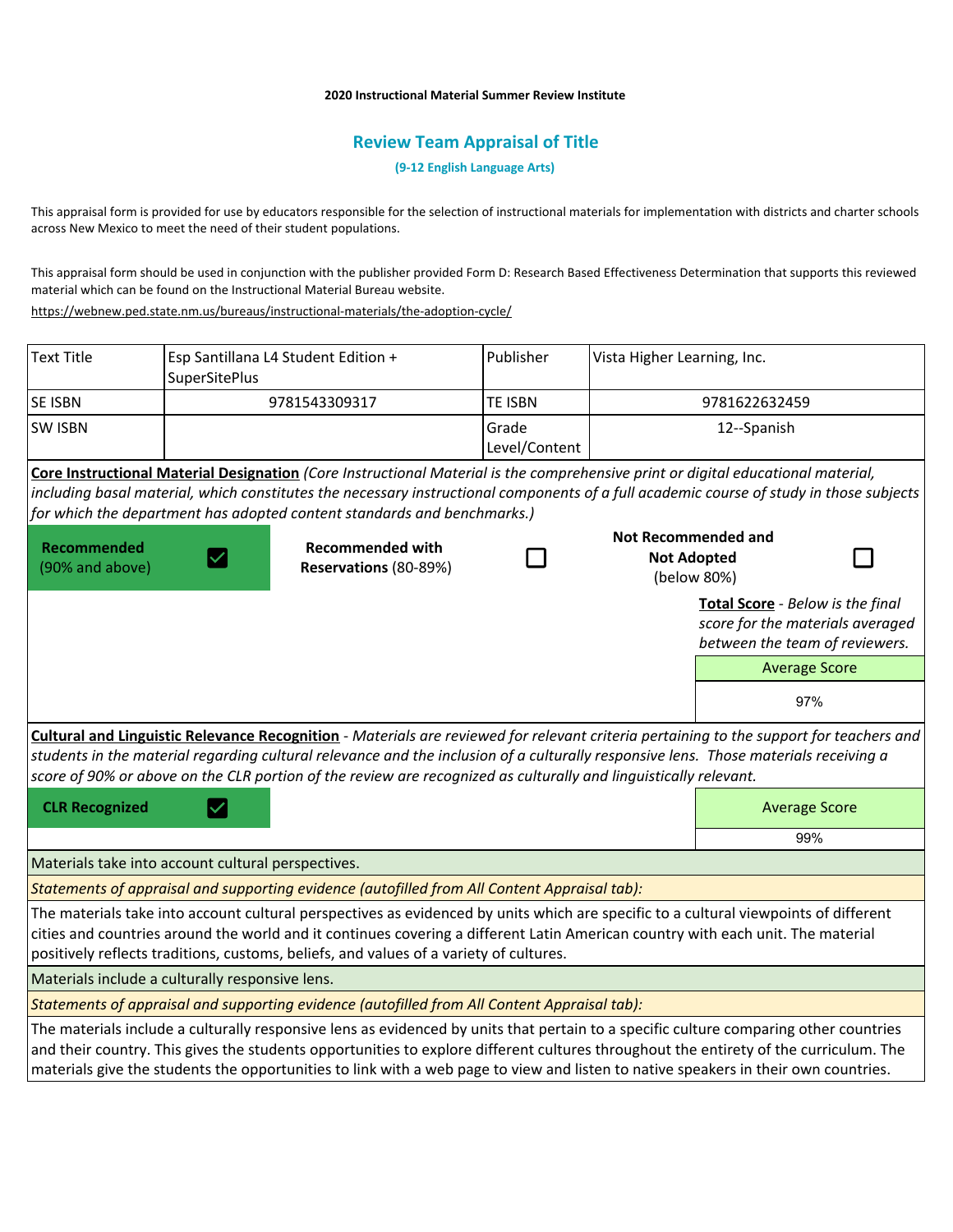**2020 Instructional Material Summer Review Institute**

## Review Team Appraisal of Title

**(9-12 English Language Arts)**

This appraisal form is provided for use by educators responsible for the selection of instructional materials for implementation with districts and charter schools across New Mexico to meet the need of their student populations.

This appraisal form should be used in conjunction with the publisher provided Form D: Research Based Effectiveness Determination that supports this reviewed material which can be found on the Instructional Material Bureau website.

https://webnew.ped.state.nm.us/bureaus/instructional-materials/the-adoption-cycle/

| Text Title | Esp Santillana L4 Student Edition + SuperSitePlus | Publisher | Vista Higher Learning, Inc. |
|---|---|---|---|
| SE ISBN | 9781543309317 | TE ISBN | 9781622632459 |
| SW ISBN | | Grade Level/Content | 12--Spanish |

**Core Instructional Material Designation** *(Core Instructional Material is the comprehensive print or digital educational material, including basal material, which constitutes the necessary instructional components of a full academic course of study in those subjects for which the department has adopted content standards and benchmarks.)*

| Recommended (90% and above) | Recommended with Reservations (80-89%) | Not Recommended and Not Adopted (below 80%) |
|---|---|---|
| ☑ | ☐ | ☐ |

**Total Score** - *Below is the final score for the materials averaged between the team of reviewers.*

| Average Score |
|---|
| 97% |

**Cultural and Linguistic Relevance Recognition** - *Materials are reviewed for relevant criteria pertaining to the support for teachers and students in the material regarding cultural relevance and the inclusion of a culturally responsive lens. Those materials receiving a score of 90% or above on the CLR portion of the review are recognized as culturally and linguistically relevant.*

| CLR Recognized | Average Score |
|---|---|
| ☑ | 99% |

Materials take into account cultural perspectives.

*Statements of appraisal and supporting evidence (autofilled from All Content Appraisal tab):*

The materials take into account cultural perspectives as evidenced by units which are specific to a cultural viewpoints of different cities and countries around the world and it continues covering a different Latin American country with each unit. The material positively reflects traditions, customs, beliefs, and values of a variety of cultures.

Materials include a culturally responsive lens.

*Statements of appraisal and supporting evidence (autofilled from All Content Appraisal tab):*

The materials include a culturally responsive lens as evidenced by units that pertain to a specific culture comparing other countries and their country. This gives the students opportunities to explore different cultures throughout the entirety of the curriculum. The materials give the students the opportunities to link with a web page to view and listen to native speakers in their own countries.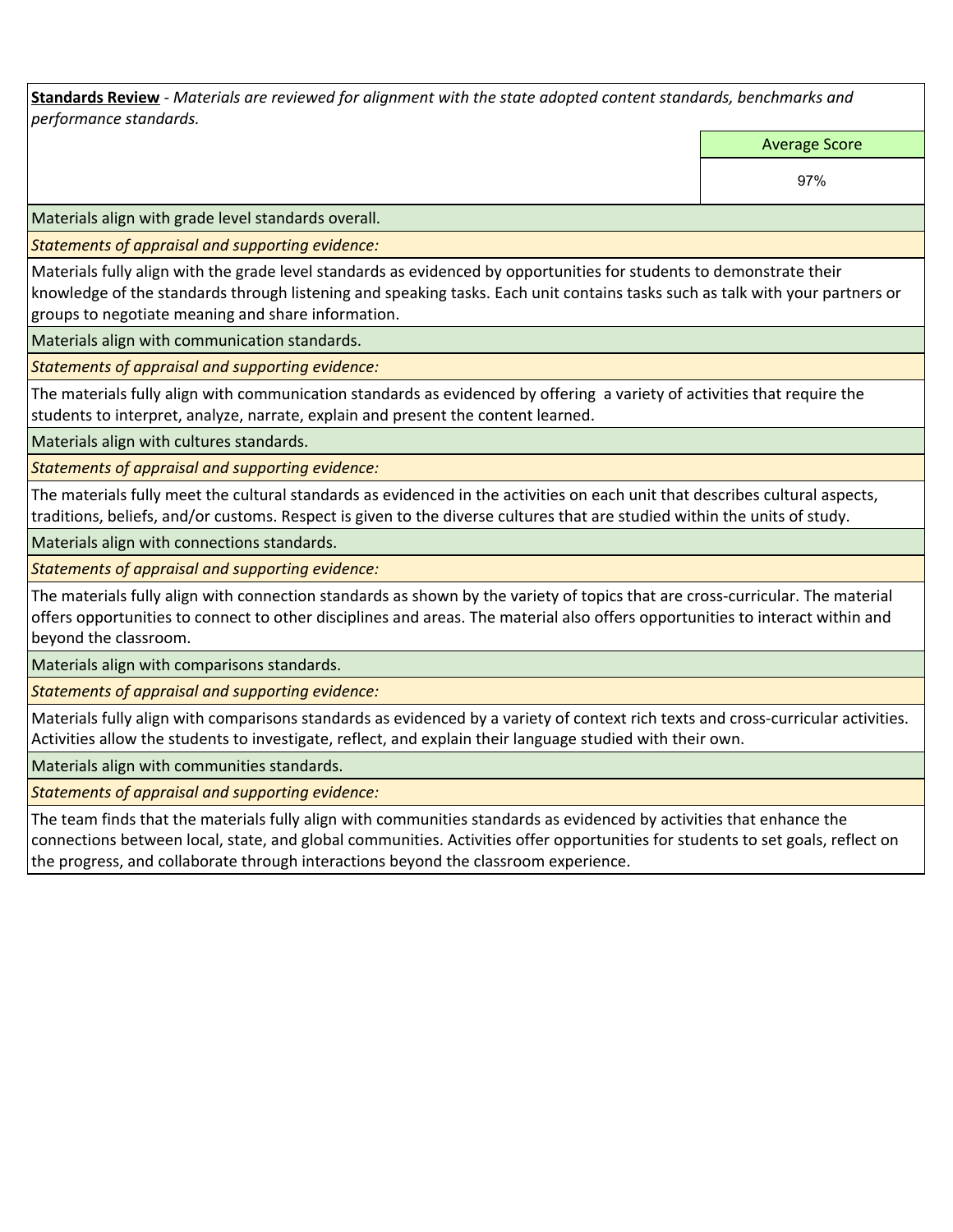**Standards Review** - *Materials are reviewed for alignment with the state adopted content standards, benchmarks and performance standards.*

| Average Score |
|---|
| 97% |

Materials align with grade level standards overall.

*Statements of appraisal and supporting evidence:*

Materials fully align with the grade level standards as evidenced by opportunities for students to demonstrate their knowledge of the standards through listening and speaking tasks. Each unit contains tasks such as talk with your partners or groups to negotiate meaning and share information.

Materials align with communication standards.

*Statements of appraisal and supporting evidence:*

The materials fully align with communication standards as evidenced by offering  a variety of activities that require the students to interpret, analyze, narrate, explain and present the content learned.

Materials align with cultures standards.

*Statements of appraisal and supporting evidence:*

The materials fully meet the cultural standards as evidenced in the activities on each unit that describes cultural aspects, traditions, beliefs, and/or customs. Respect is given to the diverse cultures that are studied within the units of study.

Materials align with connections standards.

*Statements of appraisal and supporting evidence:*

The materials fully align with connection standards as shown by the variety of topics that are cross-curricular. The material offers opportunities to connect to other disciplines and areas. The material also offers opportunities to interact within and beyond the classroom.

Materials align with comparisons standards.

*Statements of appraisal and supporting evidence:*

Materials fully align with comparisons standards as evidenced by a variety of context rich texts and cross-curricular activities. Activities allow the students to investigate, reflect, and explain their language studied with their own.

Materials align with communities standards.

*Statements of appraisal and supporting evidence:*

The team finds that the materials fully align with communities standards as evidenced by activities that enhance the connections between local, state, and global communities. Activities offer opportunities for students to set goals, reflect on the progress, and collaborate through interactions beyond the classroom experience.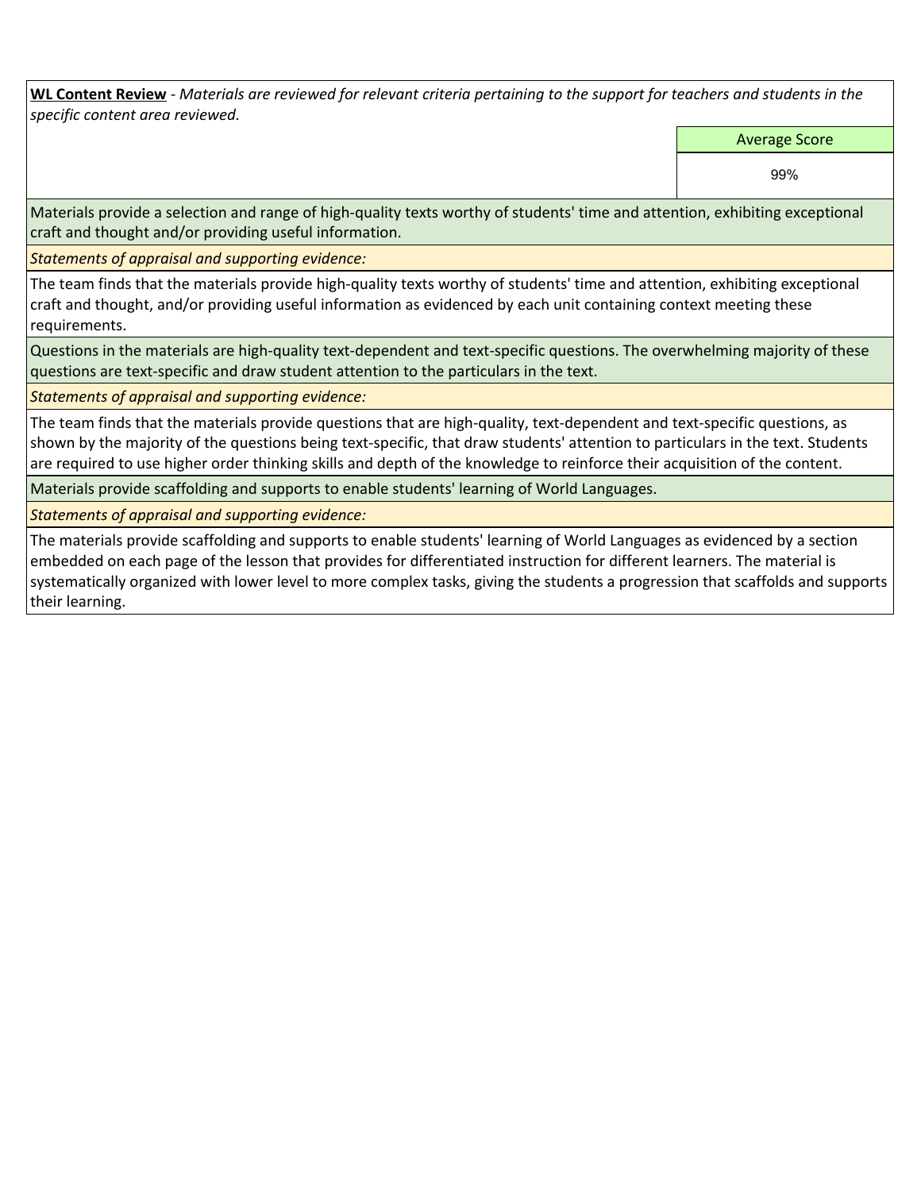**WL Content Review** - *Materials are reviewed for relevant criteria pertaining to the support for teachers and students in the specific content area reviewed.*

| | Average Score |
|---|---|
| | 99% |

Materials provide a selection and range of high-quality texts worthy of students' time and attention, exhibiting exceptional craft and thought and/or providing useful information.

*Statements of appraisal and supporting evidence:*

The team finds that the materials provide high-quality texts worthy of students' time and attention, exhibiting exceptional craft and thought, and/or providing useful information as evidenced by each unit containing context meeting these requirements.

Questions in the materials are high-quality text-dependent and text-specific questions. The overwhelming majority of these questions are text-specific and draw student attention to the particulars in the text.

*Statements of appraisal and supporting evidence:*

The team finds that the materials provide questions that are high-quality, text-dependent and text-specific questions, as shown by the majority of the questions being text-specific, that draw students' attention to particulars in the text. Students are required to use higher order thinking skills and depth of the knowledge to reinforce their acquisition of the content.

Materials provide scaffolding and supports to enable students' learning of World Languages.

*Statements of appraisal and supporting evidence:*

The materials provide scaffolding and supports to enable students' learning of World Languages as evidenced by a section embedded on each page of the lesson that provides for differentiated instruction for different learners. The material is systematically organized with lower level to more complex tasks, giving the students a progression that scaffolds and supports their learning.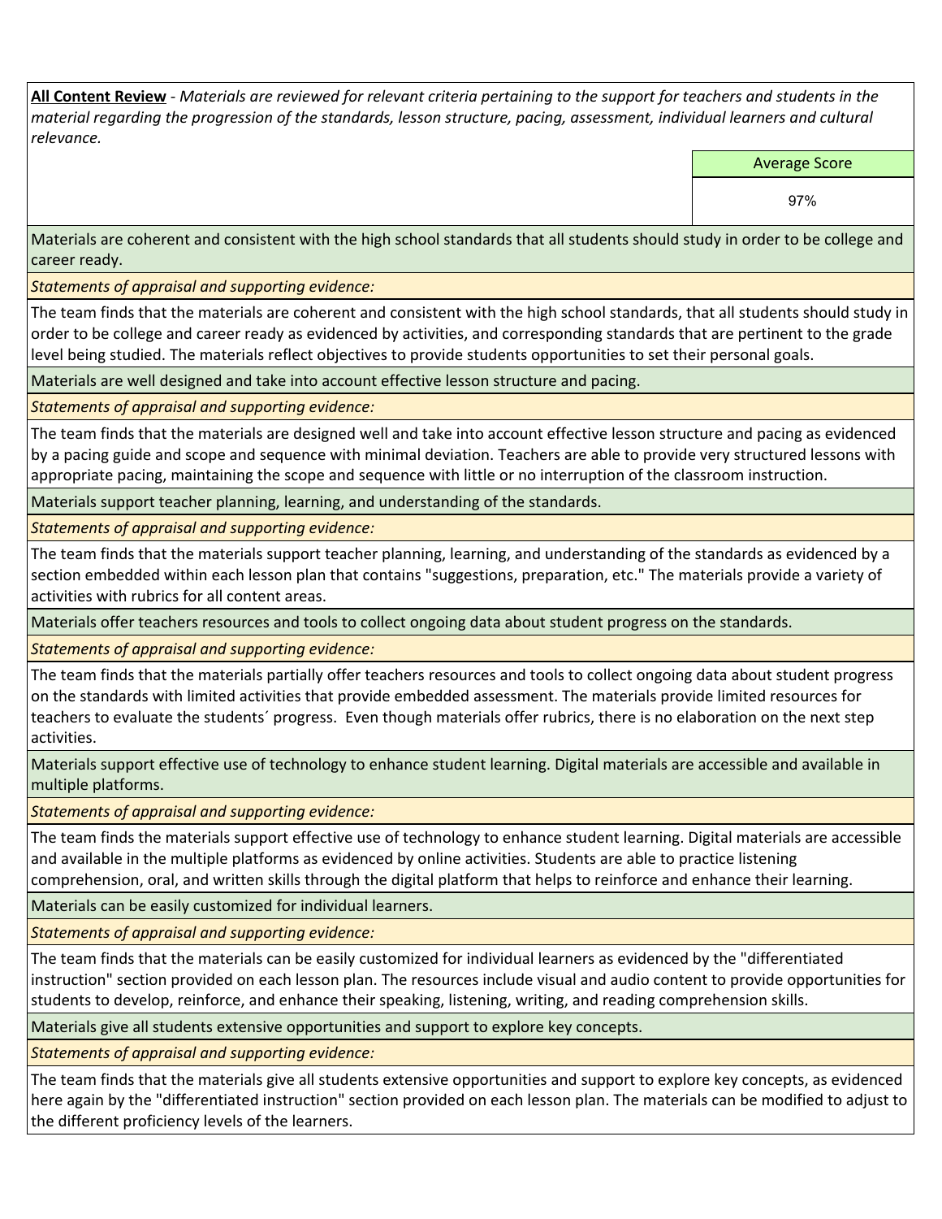**All Content Review** - *Materials are reviewed for relevant criteria pertaining to the support for teachers and students in the material regarding the progression of the standards, lesson structure, pacing, assessment, individual learners and cultural relevance.*

| | Average Score |
|---|---|
| | 97% |

Materials are coherent and consistent with the high school standards that all students should study in order to be college and career ready.

*Statements of appraisal and supporting evidence:*

The team finds that the materials are coherent and consistent with the high school standards, that all students should study in order to be college and career ready as evidenced by activities, and corresponding standards that are pertinent to the grade level being studied. The materials reflect objectives to provide students opportunities to set their personal goals.

Materials are well designed and take into account effective lesson structure and pacing.

*Statements of appraisal and supporting evidence:*

The team finds that the materials are designed well and take into account effective lesson structure and pacing as evidenced by a pacing guide and scope and sequence with minimal deviation. Teachers are able to provide very structured lessons with appropriate pacing, maintaining the scope and sequence with little or no interruption of the classroom instruction.

Materials support teacher planning, learning, and understanding of the standards.

*Statements of appraisal and supporting evidence:*

The team finds that the materials support teacher planning, learning, and understanding of the standards as evidenced by a section embedded within each lesson plan that contains "suggestions, preparation, etc." The materials provide a variety of activities with rubrics for all content areas.

Materials offer teachers resources and tools to collect ongoing data about student progress on the standards.

*Statements of appraisal and supporting evidence:*

The team finds that the materials partially offer teachers resources and tools to collect ongoing data about student progress on the standards with limited activities that provide embedded assessment. The materials provide limited resources for teachers to evaluate the students´ progress. Even though materials offer rubrics, there is no elaboration on the next step activities.

Materials support effective use of technology to enhance student learning. Digital materials are accessible and available in multiple platforms.

*Statements of appraisal and supporting evidence:*

The team finds the materials support effective use of technology to enhance student learning. Digital materials are accessible and available in the multiple platforms as evidenced by online activities. Students are able to practice listening comprehension, oral, and written skills through the digital platform that helps to reinforce and enhance their learning.

Materials can be easily customized for individual learners.

*Statements of appraisal and supporting evidence:*

The team finds that the materials can be easily customized for individual learners as evidenced by the "differentiated instruction" section provided on each lesson plan. The resources include visual and audio content to provide opportunities for students to develop, reinforce, and enhance their speaking, listening, writing, and reading comprehension skills.

Materials give all students extensive opportunities and support to explore key concepts.

*Statements of appraisal and supporting evidence:*

The team finds that the materials give all students extensive opportunities and support to explore key concepts, as evidenced here again by the "differentiated instruction" section provided on each lesson plan. The materials can be modified to adjust to the different proficiency levels of the learners.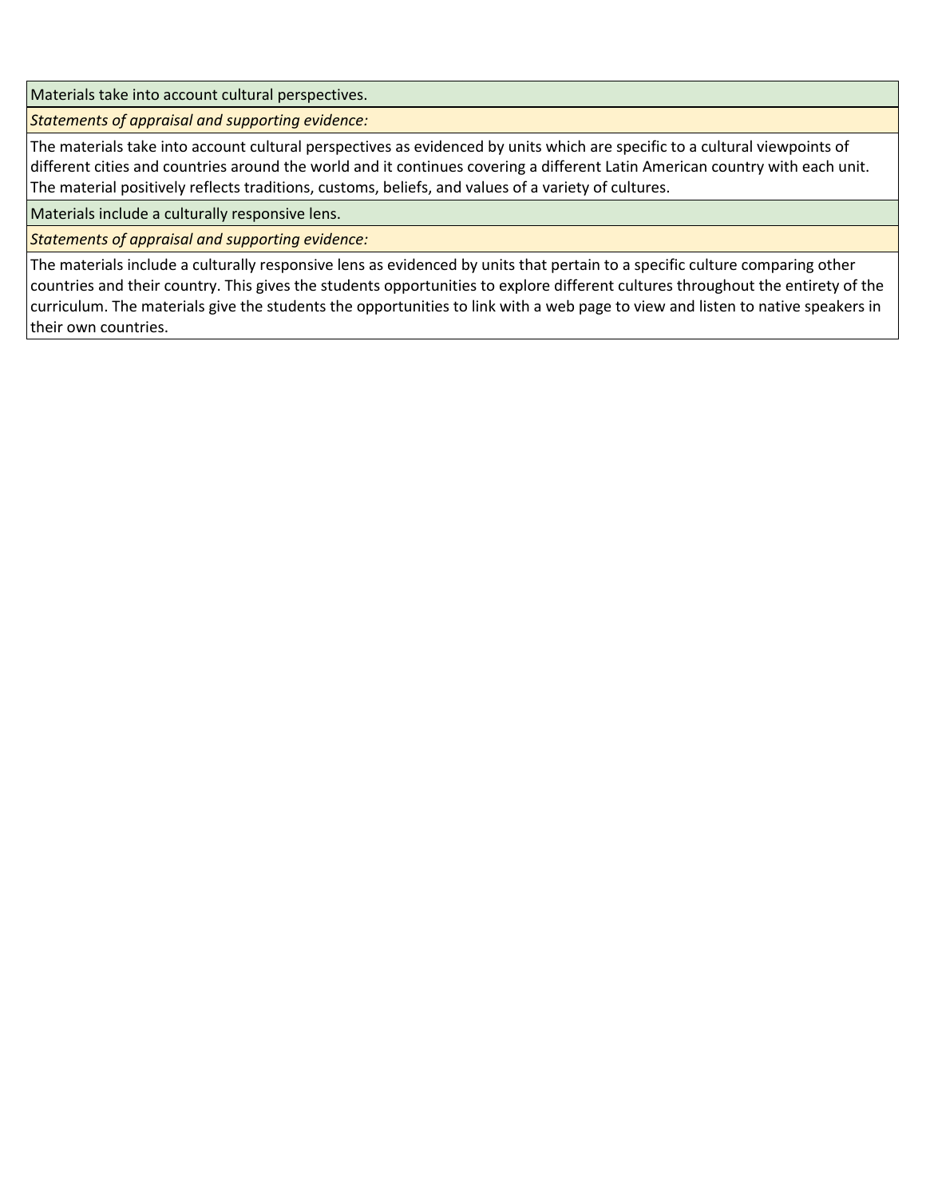| Materials take into account cultural perspectives. |
| --- |
| *Statements of appraisal and supporting evidence:* |
| The materials take into account cultural perspectives as evidenced by units which are specific to a cultural viewpoints of different cities and countries around the world and it continues covering a different Latin American country with each unit. The material positively reflects traditions, customs, beliefs, and values of a variety of cultures. |
| Materials include a culturally responsive lens. |
| *Statements of appraisal and supporting evidence:* |
| The materials include a culturally responsive lens as evidenced by units that pertain to a specific culture comparing other countries and their country. This gives the students opportunities to explore different cultures throughout the entirety of the curriculum. The materials give the students the opportunities to link with a web page to view and listen to native speakers in their own countries. |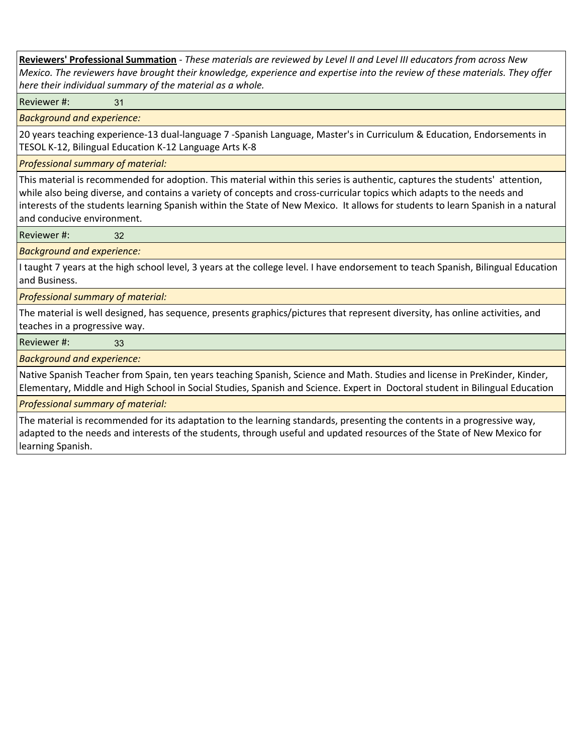**Reviewers' Professional Summation** - *These materials are reviewed by Level II and Level III educators from across New Mexico. The reviewers have brought their knowledge, experience and expertise into the review of these materials. They offer here their individual summary of the material as a whole.*

Reviewer #: 31

*Background and experience:*

20 years teaching experience-13 dual-language 7 -Spanish Language, Master's in Curriculum & Education, Endorsements in TESOL K-12, Bilingual Education K-12 Language Arts K-8

*Professional summary of material:*

This material is recommended for adoption. This material within this series is authentic, captures the students' attention, while also being diverse, and contains a variety of concepts and cross-curricular topics which adapts to the needs and interests of the students learning Spanish within the State of New Mexico. It allows for students to learn Spanish in a natural and conducive environment.

Reviewer #: 32

*Background and experience:*

I taught 7 years at the high school level, 3 years at the college level. I have endorsement to teach Spanish, Bilingual Education and Business.

*Professional summary of material:*

The material is well designed, has sequence, presents graphics/pictures that represent diversity, has online activities, and teaches in a progressive way.

Reviewer #: 33

*Background and experience:*

Native Spanish Teacher from Spain, ten years teaching Spanish, Science and Math. Studies and license in PreKinder, Kinder, Elementary, Middle and High School in Social Studies, Spanish and Science. Expert in Doctoral student in Bilingual Education

*Professional summary of material:*

The material is recommended for its adaptation to the learning standards, presenting the contents in a progressive way, adapted to the needs and interests of the students, through useful and updated resources of the State of New Mexico for learning Spanish.